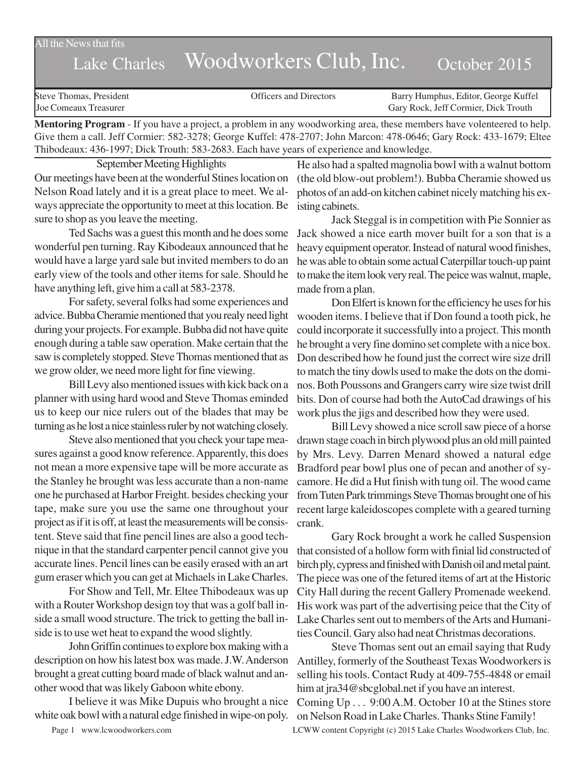All the News that fits

# Lake Charles Woodworkers Club, Inc. October 2015

Steve Thomas, President
Joe Comeaux Treasurer

Officers and Directors

Barry Humphus, Editor, George Kuffel
Gary Rock, Jeff Cormier, Dick Trouth

**Mentoring Program** - If you have a project, a problem in any woodworking area, these members have volenteered to help. Give them a call. Jeff Cormier: 582-3278; George Kuffel: 478-2707; John Marcon: 478-0646; Gary Rock: 433-1679; Eltee Thibodeaux: 436-1997; Dick Trouth: 583-2683. Each have years of experience and knowledge.

## September Meeting Highlights

Our meetings have been at the wonderful Stines location on Nelson Road lately and it is a great place to meet. We always appreciate the opportunity to meet at this location. Be sure to shop as you leave the meeting.

Ted Sachs was a guest this month and he does some wonderful pen turning. Ray Kibodeaux announced that he would have a large yard sale but invited members to do an early view of the tools and other items for sale. Should he have anything left, give him a call at 583-2378.

For safety, several folks had some experiences and advice. Bubba Cheramie mentioned that you realy need light during your projects. For example. Bubba did not have quite enough during a table saw operation. Make certain that the saw is completely stopped. Steve Thomas mentioned that as we grow older, we need more light for fine viewing.

Bill Levy also mentioned issues with kick back on a planner with using hard wood and Steve Thomas eminded us to keep our nice rulers out of the blades that may be turning as he lost a nice stainless ruler by not watching closely.

Steve also mentioned that you check your tape measures against a good know reference. Apparently, this does not mean a more expensive tape will be more accurate as the Stanley he brought was less accurate than a non-name one he purchased at Harbor Freight. besides checking your tape, make sure you use the same one throughout your project as if it is off, at least the measurements will be consistent. Steve said that fine pencil lines are also a good technique in that the standard carpenter pencil cannot give you accurate lines. Pencil lines can be easily erased with an art gum eraser which you can get at Michaels in Lake Charles.

For Show and Tell, Mr. Eltee Thibodeaux was up with a Router Workshop design toy that was a golf ball inside a small wood structure. The trick to getting the ball inside is to use wet heat to expand the wood slightly.

John Griffin continues to explore box making with a description on how his latest box was made. J.W. Anderson brought a great cutting board made of black walnut and another wood that was likely Gaboon white ebony.

I believe it was Mike Dupuis who brought a nice white oak bowl with a natural edge finished in wipe-on poly. He also had a spalted magnolia bowl with a walnut bottom (the old blow-out problem!). Bubba Cheramie showed us photos of an add-on kitchen cabinet nicely matching his existing cabinets.

Jack Steggal is in competition with Pie Sonnier as Jack showed a nice earth mover built for a son that is a heavy equipment operator. Instead of natural wood finishes, he was able to obtain some actual Caterpillar touch-up paint to make the item look very real. The peice was walnut, maple, made from a plan.

Don Elfert is known for the efficiency he uses for his wooden items. I believe that if Don found a tooth pick, he could incorporate it successfully into a project. This month he brought a very fine domino set complete with a nice box. Don described how he found just the correct wire size drill to match the tiny dowls used to make the dots on the dominos. Both Poussons and Grangers carry wire size twist drill bits. Don of course had both the AutoCad drawings of his work plus the jigs and described how they were used.

Bill Levy showed a nice scroll saw piece of a horse drawn stage coach in birch plywood plus an old mill painted by Mrs. Levy. Darren Menard showed a natural edge Bradford pear bowl plus one of pecan and another of sycamore. He did a Hut finish with tung oil. The wood came from Tuten Park trimmings Steve Thomas brought one of his recent large kaleidoscopes complete with a geared turning crank.

Gary Rock brought a work he called Suspension that consisted of a hollow form with finial lid constructed of birch ply, cypress and finished with Danish oil and metal paint. The piece was one of the fetured items of art at the Historic City Hall during the recent Gallery Promenade weekend. His work was part of the advertising peice that the City of Lake Charles sent out to members of the Arts and Humanities Council. Gary also had neat Christmas decorations.

Steve Thomas sent out an email saying that Rudy Antilley, formerly of the Southeast Texas Woodworkers is selling his tools. Contact Rudy at 409-755-4848 or email him at jra34@sbcglobal.net if you have an interest.

Coming Up . . . 9:00 A.M. October 10 at the Stines store on Nelson Road in Lake Charles. Thanks Stine Family!

LCWW content Copyright (c) 2015 Lake Charles Woodworkers Club, Inc.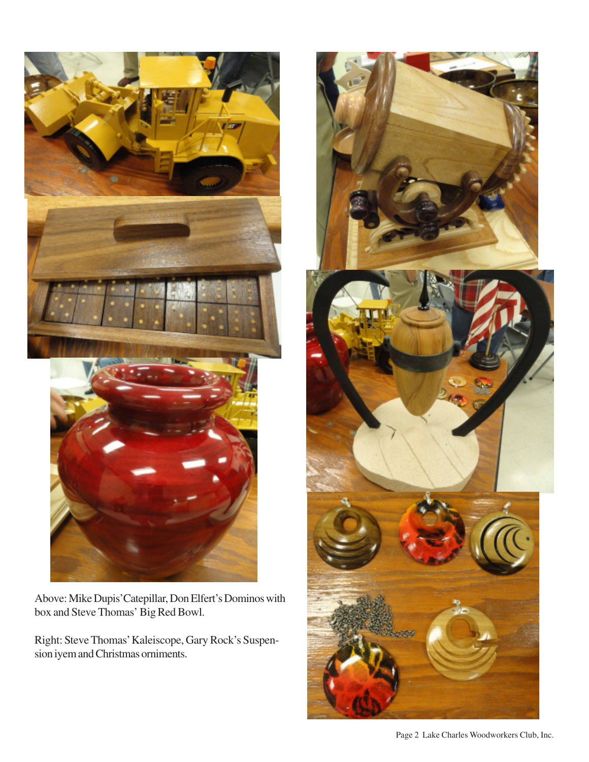Above: Mike Dupis' Catepillar, Don Elfert's Dominos with box and Steve Thomas' Big Red Bowl.

Right: Steve Thomas' Kaleiscope, Gary Rock's Suspension iyem and Christmas orniments.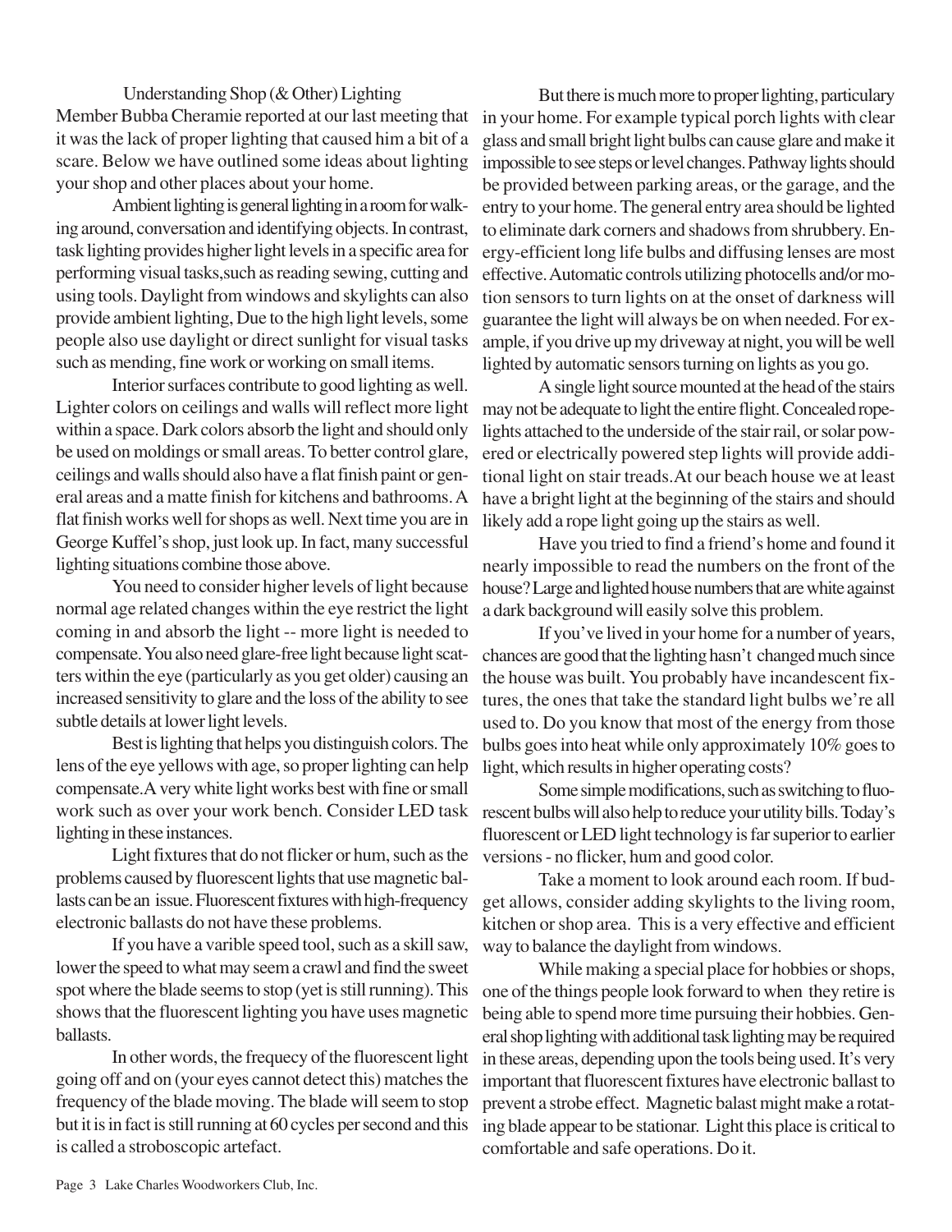## Understanding Shop (& Other) Lighting

Member Bubba Cheramie reported at our last meeting that it was the lack of proper lighting that caused him a bit of a scare. Below we have outlined some ideas about lighting your shop and other places about your home.

Ambient lighting is general lighting in a room for walking around, conversation and identifying objects. In contrast, task lighting provides higher light levels in a specific area for performing visual tasks,such as reading sewing, cutting and using tools. Daylight from windows and skylights can also provide ambient lighting, Due to the high light levels, some people also use daylight or direct sunlight for visual tasks such as mending, fine work or working on small items.

Interior surfaces contribute to good lighting as well. Lighter colors on ceilings and walls will reflect more light within a space. Dark colors absorb the light and should only be used on moldings or small areas. To better control glare, ceilings and walls should also have a flat finish paint or general areas and a matte finish for kitchens and bathrooms. A flat finish works well for shops as well. Next time you are in George Kuffel's shop, just look up. In fact, many successful lighting situations combine those above.

You need to consider higher levels of light because normal age related changes within the eye restrict the light coming in and absorb the light -- more light is needed to compensate. You also need glare-free light because light scatters within the eye (particularly as you get older) causing an increased sensitivity to glare and the loss of the ability to see subtle details at lower light levels.

Best is lighting that helps you distinguish colors. The lens of the eye yellows with age, so proper lighting can help compensate.A very white light works best with fine or small work such as over your work bench. Consider LED task lighting in these instances.

Light fixtures that do not flicker or hum, such as the problems caused by fluorescent lights that use magnetic ballasts can be an issue. Fluorescent fixtures with high-frequency electronic ballasts do not have these problems.

If you have a varible speed tool, such as a skill saw, lower the speed to what may seem a crawl and find the sweet spot where the blade seems to stop (yet is still running). This shows that the fluorescent lighting you have uses magnetic ballasts.

In other words, the frequecy of the fluorescent light going off and on (your eyes cannot detect this) matches the frequency of the blade moving. The blade will seem to stop but it is in fact is still running at 60 cycles per second and this is called a stroboscopic artefact.

But there is much more to proper lighting, particulary in your home. For example typical porch lights with clear glass and small bright light bulbs can cause glare and make it impossible to see steps or level changes. Pathway lights should be provided between parking areas, or the garage, and the entry to your home. The general entry area should be lighted to eliminate dark corners and shadows from shrubbery. Energy-efficient long life bulbs and diffusing lenses are most effective. Automatic controls utilizing photocells and/or motion sensors to turn lights on at the onset of darkness will guarantee the light will always be on when needed. For example, if you drive up my driveway at night, you will be well lighted by automatic sensors turning on lights as you go.

A single light source mounted at the head of the stairs may not be adequate to light the entire flight. Concealed ropelights attached to the underside of the stair rail, or solar powered or electrically powered step lights will provide additional light on stair treads.At our beach house we at least have a bright light at the beginning of the stairs and should likely add a rope light going up the stairs as well.

Have you tried to find a friend's home and found it nearly impossible to read the numbers on the front of the house? Large and lighted house numbers that are white against a dark background will easily solve this problem.

If you've lived in your home for a number of years, chances are good that the lighting hasn't changed much since the house was built. You probably have incandescent fixtures, the ones that take the standard light bulbs we're all used to. Do you know that most of the energy from those bulbs goes into heat while only approximately 10% goes to light, which results in higher operating costs?

Some simple modifications, such as switching to fluorescent bulbs will also help to reduce your utility bills. Today's fluorescent or LED light technology is far superior to earlier versions - no flicker, hum and good color.

Take a moment to look around each room. If budget allows, consider adding skylights to the living room, kitchen or shop area. This is a very effective and efficient way to balance the daylight from windows.

While making a special place for hobbies or shops, one of the things people look forward to when they retire is being able to spend more time pursuing their hobbies. General shop lighting with additional task lighting may be required in these areas, depending upon the tools being used. It's very important that fluorescent fixtures have electronic ballast to prevent a strobe effect. Magnetic balast might make a rotating blade appear to be stationar. Light this place is critical to comfortable and safe operations. Do it.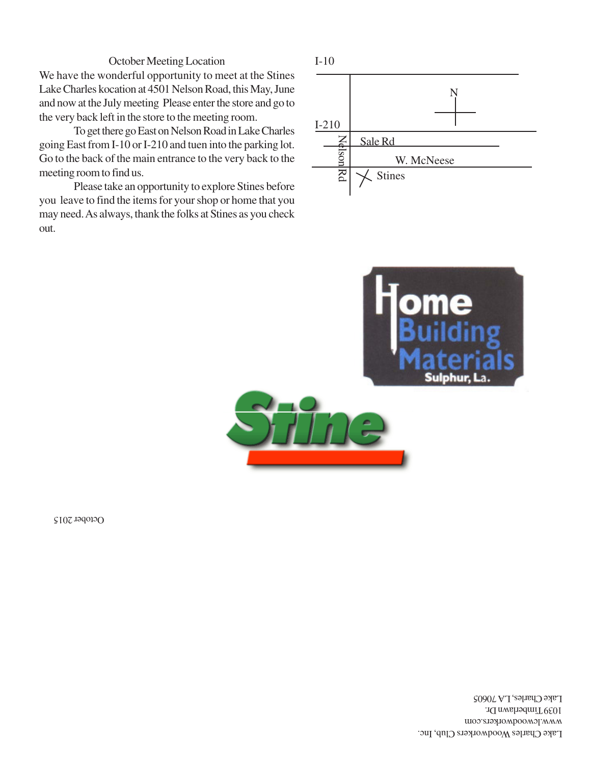## October Meeting Location

We have the wonderful opportunity to meet at the Stines Lake Charles kocation at 4501 Nelson Road, this May, June and now at the July meeting Please enter the store and go to the very back left in the store to the meeting room.

To get there go East on Nelson Road in Lake Charles going East from I-10 or I-210 and tuen into the parking lot. Go to the back of the main entrance to the very back to the meeting room to find us.

Please take an opportunity to explore Stines before you leave to find the items for your shop or home that you may need. As always, thank the folks at Stines as you check out.

I-10

N

I-210

Sale Rd

Nelson Rd

W. McNeese

Stines

Home Building Materials

Sulphur, La.

Stine

October 2015

Lake Charles Woodworkers Club, Inc.
www.lcwoodworkers.com
1039 Timberlawn Dr.
Lake Charles, LA 70605